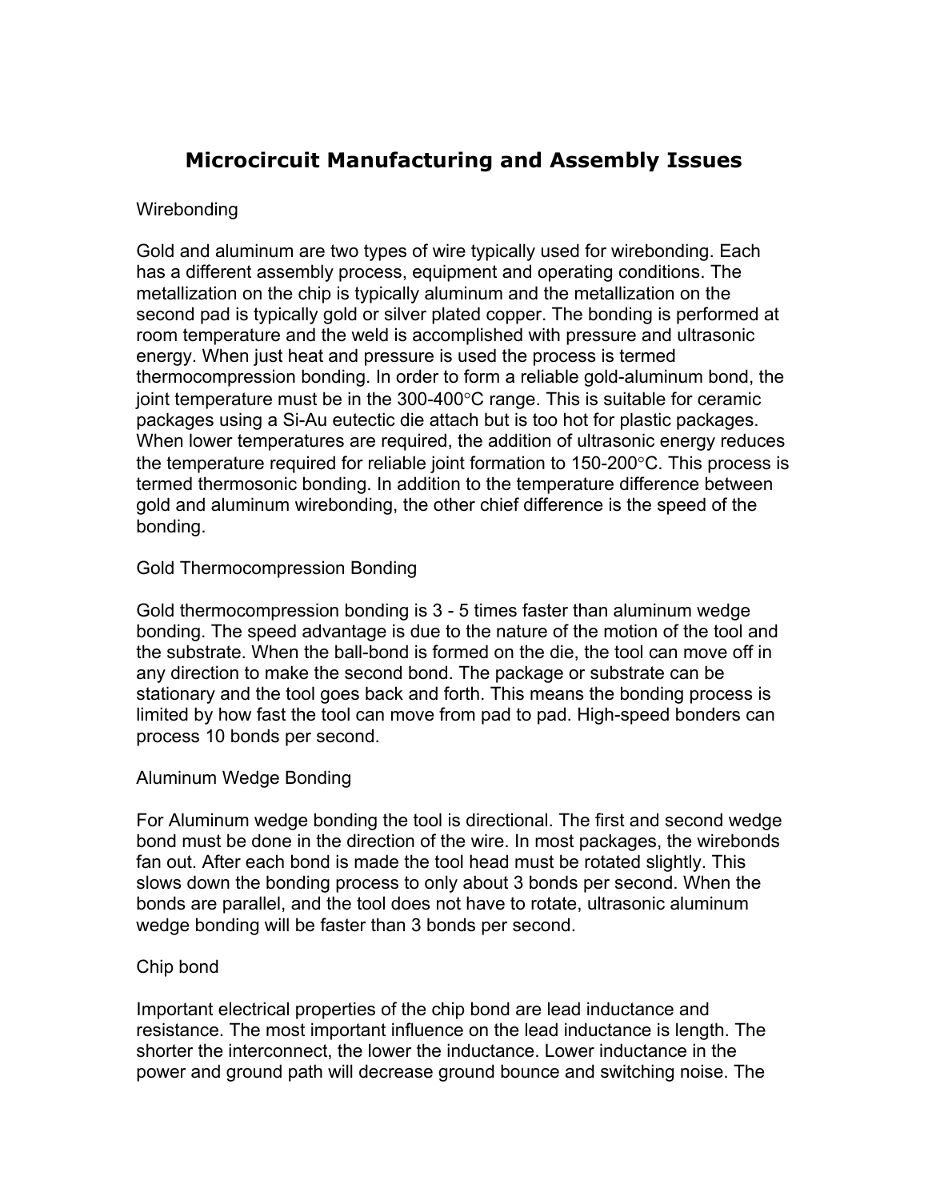# Microcircuit Manufacturing and Assembly Issues

## Wirebonding

Gold and aluminum are two types of wire typically used for wirebonding. Each has a different assembly process, equipment and operating conditions. The metallization on the chip is typically aluminum and the metallization on the second pad is typically gold or silver plated copper. The bonding is performed at room temperature and the weld is accomplished with pressure and ultrasonic energy. When just heat and pressure is used the process is termed thermocompression bonding. In order to form a reliable gold-aluminum bond, the joint temperature must be in the 300-400°C range. This is suitable for ceramic packages using a Si-Au eutectic die attach but is too hot for plastic packages. When lower temperatures are required, the addition of ultrasonic energy reduces the temperature required for reliable joint formation to 150-200°C. This process is termed thermosonic bonding. In addition to the temperature difference between gold and aluminum wirebonding, the other chief difference is the speed of the bonding.

## Gold Thermocompression Bonding

Gold thermocompression bonding is 3 - 5 times faster than aluminum wedge bonding. The speed advantage is due to the nature of the motion of the tool and the substrate. When the ball-bond is formed on the die, the tool can move off in any direction to make the second bond. The package or substrate can be stationary and the tool goes back and forth. This means the bonding process is limited by how fast the tool can move from pad to pad. High-speed bonders can process 10 bonds per second.

## Aluminum Wedge Bonding

For Aluminum wedge bonding the tool is directional. The first and second wedge bond must be done in the direction of the wire. In most packages, the wirebonds fan out. After each bond is made the tool head must be rotated slightly. This slows down the bonding process to only about 3 bonds per second. When the bonds are parallel, and the tool does not have to rotate, ultrasonic aluminum wedge bonding will be faster than 3 bonds per second.

## Chip bond

Important electrical properties of the chip bond are lead inductance and resistance. The most important influence on the lead inductance is length. The shorter the interconnect, the lower the inductance. Lower inductance in the power and ground path will decrease ground bounce and switching noise. The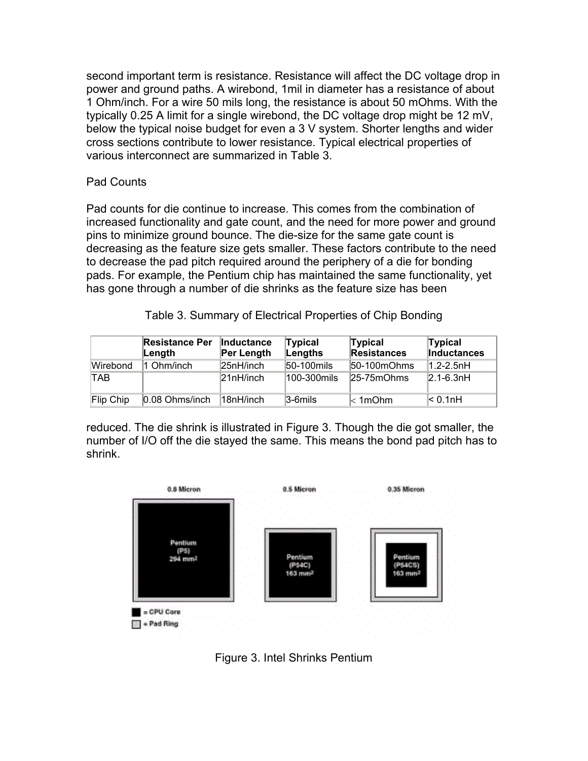second important term is resistance. Resistance will affect the DC voltage drop in power and ground paths. A wirebond, 1mil in diameter has a resistance of about 1 Ohm/inch. For a wire 50 mils long, the resistance is about 50 mOhms. With the typically 0.25 A limit for a single wirebond, the DC voltage drop might be 12 mV, below the typical noise budget for even a 3 V system. Shorter lengths and wider cross sections contribute to lower resistance. Typical electrical properties of various interconnect are summarized in Table 3.

Pad Counts

Pad counts for die continue to increase. This comes from the combination of increased functionality and gate count, and the need for more power and ground pins to minimize ground bounce. The die-size for the same gate count is decreasing as the feature size gets smaller. These factors contribute to the need to decrease the pad pitch required around the periphery of a die for bonding pads. For example, the Pentium chip has maintained the same functionality, yet has gone through a number of die shrinks as the feature size has been reduced. The die shrink is illustrated in Figure 3. Though the die got smaller, the number of I/O off the die stayed the same. This means the bond pad pitch has to shrink.

Table 3. Summary of Electrical Properties of Chip Bonding

| | **Resistance Per Length** | **Inductance Per Length** | **Typical Lengths** | **Typical Resistances** | **Typical Inductances** |
|---|---|---|---|---|---|
| Wirebond | 1 Ohm/inch | 25nH/inch | 50-100mils | 50-100mOhms | 1.2-2.5nH |
| TAB | | 21nH/inch | 100-300mils | 25-75mOhms | 2.1-6.3nH |
| Flip Chip | 0.08 Ohms/inch | 18nH/inch | 3-6mils | < 1mOhm | < 0.1nH |

Figure 3. Intel Shrinks Pentium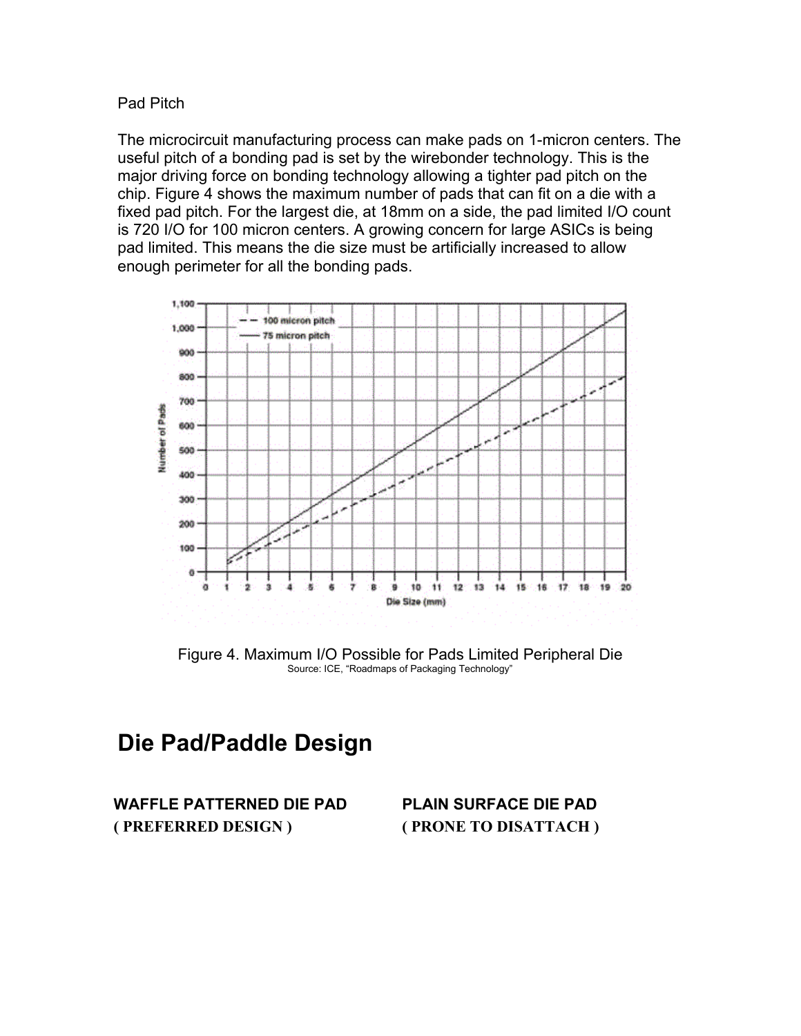Pad Pitch

The microcircuit manufacturing process can make pads on 1-micron centers. The useful pitch of a bonding pad is set by the wirebonder technology. This is the major driving force on bonding technology allowing a tighter pad pitch on the chip. Figure 4 shows the maximum number of pads that can fit on a die with a fixed pad pitch. For the largest die, at 18mm on a side, the pad limited I/O count is 720 I/O for 100 micron centers. A growing concern for large ASICs is being pad limited. This means the die size must be artificially increased to allow enough perimeter for all the bonding pads.

Figure 4. Maximum I/O Possible for Pads Limited Peripheral Die
Source: ICE, "Roadmaps of Packaging Technology"

# Die Pad/Paddle Design

**WAFFLE PATTERNED DIE PAD**
**( PREFERRED DESIGN )**

**PLAIN SURFACE DIE PAD**
**( PRONE TO DISATTACH )**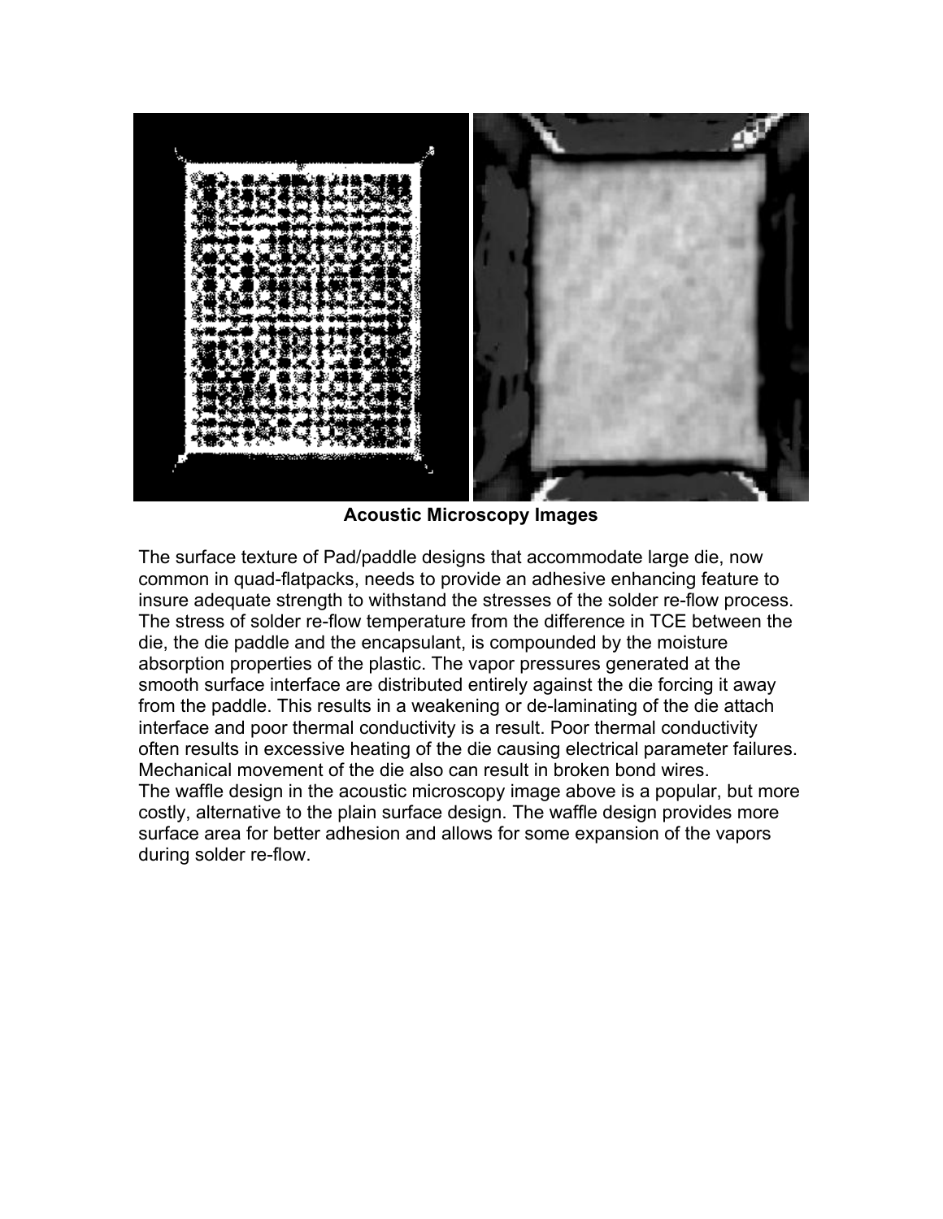**Acoustic Microscopy Images**

The surface texture of Pad/paddle designs that accommodate large die, now common in quad-flatpacks, needs to provide an adhesive enhancing feature to insure adequate strength to withstand the stresses of the solder re-flow process. The stress of solder re-flow temperature from the difference in TCE between the die, the die paddle and the encapsulant, is compounded by the moisture absorption properties of the plastic. The vapor pressures generated at the smooth surface interface are distributed entirely against the die forcing it away from the paddle. This results in a weakening or de-laminating of the die attach interface and poor thermal conductivity is a result. Poor thermal conductivity often results in excessive heating of the die causing electrical parameter failures. Mechanical movement of the die also can result in broken bond wires.
The waffle design in the acoustic microscopy image above is a popular, but more costly, alternative to the plain surface design. The waffle design provides more surface area for better adhesion and allows for some expansion of the vapors during solder re-flow.